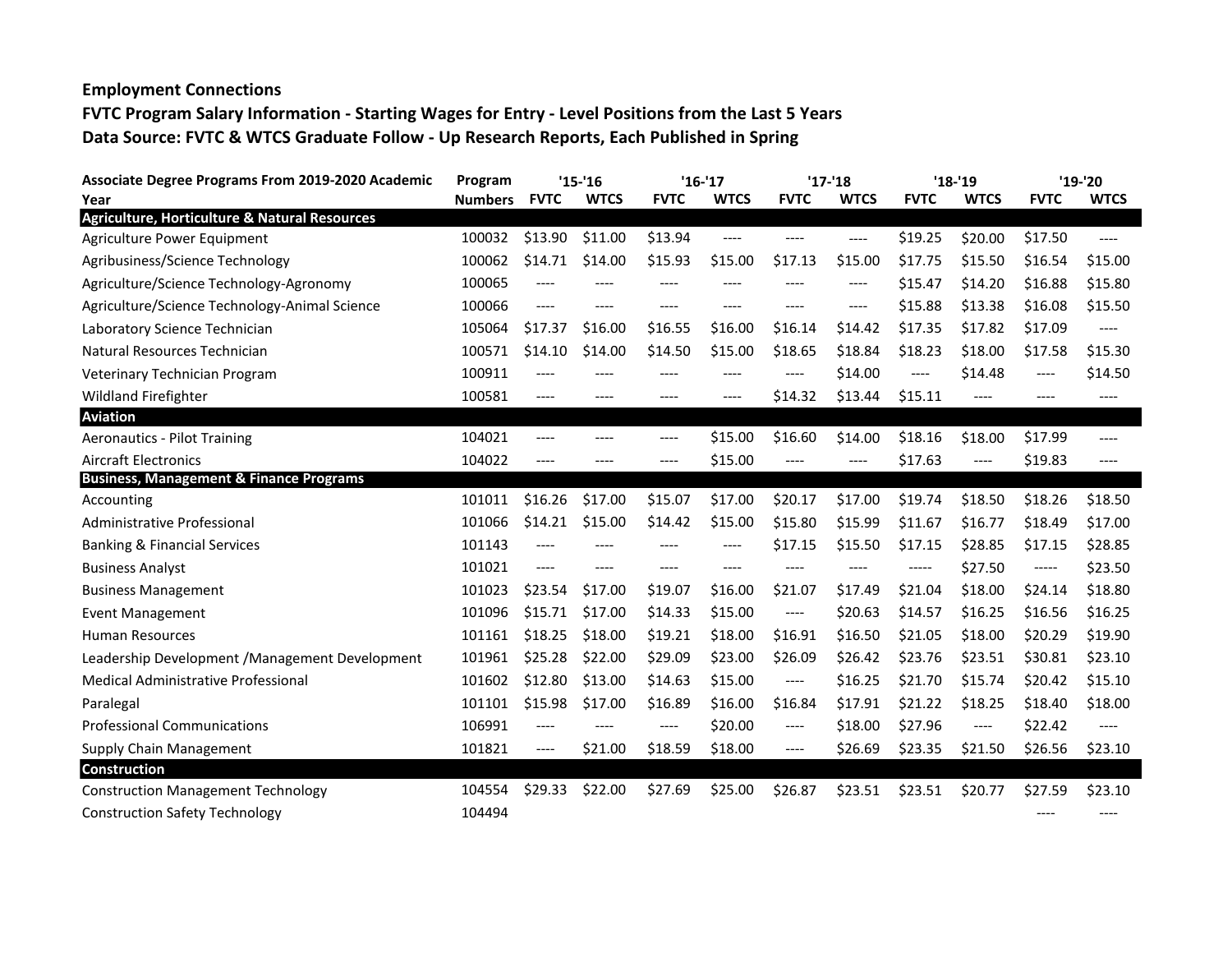**Employment Connections**

**FVTC Program Salary Information - Starting Wages for Entry - Level Positions from the Last 5 Years**

**Data Source: FVTC & WTCS Graduate Follow - Up Research Reports, Each Published in Spring**

| Associate Degree Programs From 2019-2020 Academic Year | Program Numbers | '15-'16 | | '16-'17 | | '17-'18 | | '18-'19 | | '19-'20 | |
|---|---|---|---|---|---|---|---|---|---|---|---|
| | | FVTC | WTCS | FVTC | WTCS | FVTC | WTCS | FVTC | WTCS | FVTC | WTCS |
| **Agriculture, Horticulture & Natural Resources** | | | | | | | | | | | |
| Agriculture Power Equipment | 100032 | $13.90 | $11.00 | $13.94 | ---- | ---- | ---- | $19.25 | $20.00 | $17.50 | ---- |
| Agribusiness/Science Technology | 100062 | $14.71 | $14.00 | $15.93 | $15.00 | $17.13 | $15.00 | $17.75 | $15.50 | $16.54 | $15.00 |
| Agriculture/Science Technology-Agronomy | 100065 | ---- | ---- | ---- | ---- | ---- | ---- | $15.47 | $14.20 | $16.88 | $15.80 |
| Agriculture/Science Technology-Animal Science | 100066 | ---- | ---- | ---- | ---- | ---- | ---- | $15.88 | $13.38 | $16.08 | $15.50 |
| Laboratory Science Technician | 105064 | $17.37 | $16.00 | $16.55 | $16.00 | $16.14 | $14.42 | $17.35 | $17.82 | $17.09 | ---- |
| Natural Resources Technician | 100571 | $14.10 | $14.00 | $14.50 | $15.00 | $18.65 | $18.84 | $18.23 | $18.00 | $17.58 | $15.30 |
| Veterinary Technician Program | 100911 | ---- | ---- | ---- | ---- | ---- | $14.00 | ---- | $14.48 | ---- | $14.50 |
| Wildland Firefighter | 100581 | ---- | ---- | ---- | ---- | $14.32 | $13.44 | $15.11 | ---- | ---- | ---- |
| **Aviation** | | | | | | | | | | | |
| Aeronautics - Pilot Training | 104021 | ---- | ---- | ---- | $15.00 | $16.60 | $14.00 | $18.16 | $18.00 | $17.99 | ---- |
| Aircraft Electronics | 104022 | ---- | ---- | ---- | $15.00 | ---- | ---- | $17.63 | ---- | $19.83 | ---- |
| **Business, Management & Finance Programs** | | | | | | | | | | | |
| Accounting | 101011 | $16.26 | $17.00 | $15.07 | $17.00 | $20.17 | $17.00 | $19.74 | $18.50 | $18.26 | $18.50 |
| Administrative Professional | 101066 | $14.21 | $15.00 | $14.42 | $15.00 | $15.80 | $15.99 | $11.67 | $16.77 | $18.49 | $17.00 |
| Banking & Financial Services | 101143 | ---- | ---- | ---- | ---- | $17.15 | $15.50 | $17.15 | $28.85 | $17.15 | $28.85 |
| Business Analyst | 101021 | ---- | ---- | ---- | ---- | ---- | ---- | ----- | $27.50 | ----- | $23.50 |
| Business Management | 101023 | $23.54 | $17.00 | $19.07 | $16.00 | $21.07 | $17.49 | $21.04 | $18.00 | $24.14 | $18.80 |
| Event Management | 101096 | $15.71 | $17.00 | $14.33 | $15.00 | ---- | $20.63 | $14.57 | $16.25 | $16.56 | $16.25 |
| Human Resources | 101161 | $18.25 | $18.00 | $19.21 | $18.00 | $16.91 | $16.50 | $21.05 | $18.00 | $20.29 | $19.90 |
| Leadership Development /Management Development | 101961 | $25.28 | $22.00 | $29.09 | $23.00 | $26.09 | $26.42 | $23.76 | $23.51 | $30.81 | $23.10 |
| Medical Administrative Professional | 101602 | $12.80 | $13.00 | $14.63 | $15.00 | ---- | $16.25 | $21.70 | $15.74 | $20.42 | $15.10 |
| Paralegal | 101101 | $15.98 | $17.00 | $16.89 | $16.00 | $16.84 | $17.91 | $21.22 | $18.25 | $18.40 | $18.00 |
| Professional Communications | 106991 | ---- | ---- | ---- | $20.00 | ---- | $18.00 | $27.96 | ---- | $22.42 | ---- |
| Supply Chain Management | 101821 | ---- | $21.00 | $18.59 | $18.00 | ---- | $26.69 | $23.35 | $21.50 | $26.56 | $23.10 |
| **Construction** | | | | | | | | | | | |
| Construction Management Technology | 104554 | $29.33 | $22.00 | $27.69 | $25.00 | $26.87 | $23.51 | $23.51 | $20.77 | $27.59 | $23.10 |
| Construction Safety Technology | 104494 | | | | | | | | | ---- | ---- |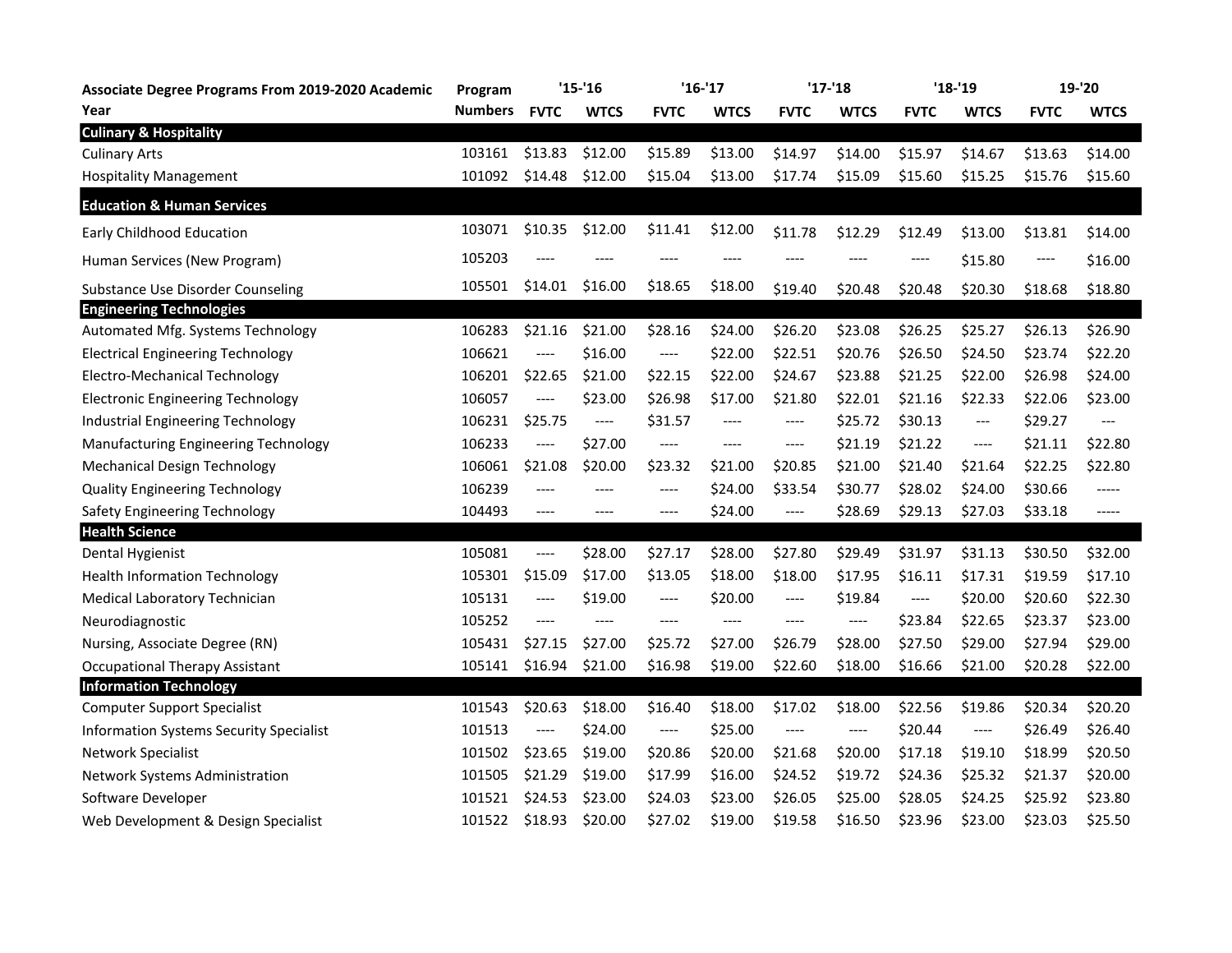| Associate Degree Programs From 2019-2020 Academic Year | Program Numbers | '15-'16 | | '16-'17 | | '17-'18 | | '18-'19 | | 19-'20 | |
|---|---|---|---|---|---|---|---|---|---|---|---|
| | | FVTC | WTCS | FVTC | WTCS | FVTC | WTCS | FVTC | WTCS | FVTC | WTCS |
| **Culinary & Hospitality** | | | | | | | | | | | |
| Culinary Arts | 103161 | $13.83 | $12.00 | $15.89 | $13.00 | $14.97 | $14.00 | $15.97 | $14.67 | $13.63 | $14.00 |
| Hospitality Management | 101092 | $14.48 | $12.00 | $15.04 | $13.00 | $17.74 | $15.09 | $15.60 | $15.25 | $15.76 | $15.60 |
| **Education & Human Services** | | | | | | | | | | | |
| Early Childhood Education | 103071 | $10.35 | $12.00 | $11.41 | $12.00 | $11.78 | $12.29 | $12.49 | $13.00 | $13.81 | $14.00 |
| Human Services (New Program) | 105203 | ---- | ---- | ---- | ---- | ---- | ---- | ---- | $15.80 | ---- | $16.00 |
| Substance Use Disorder Counseling | 105501 | $14.01 | $16.00 | $18.65 | $18.00 | $19.40 | $20.48 | $20.48 | $20.30 | $18.68 | $18.80 |
| **Engineering Technologies** | | | | | | | | | | | |
| Automated Mfg. Systems Technology | 106283 | $21.16 | $21.00 | $28.16 | $24.00 | $26.20 | $23.08 | $26.25 | $25.27 | $26.13 | $26.90 |
| Electrical Engineering Technology | 106621 | ---- | $16.00 | ---- | $22.00 | $22.51 | $20.76 | $26.50 | $24.50 | $23.74 | $22.20 |
| Electro-Mechanical Technology | 106201 | $22.65 | $21.00 | $22.15 | $22.00 | $24.67 | $23.88 | $21.25 | $22.00 | $26.98 | $24.00 |
| Electronic Engineering Technology | 106057 | ---- | $23.00 | $26.98 | $17.00 | $21.80 | $22.01 | $21.16 | $22.33 | $22.06 | $23.00 |
| Industrial Engineering Technology | 106231 | $25.75 | ---- | $31.57 | ---- | ---- | $25.72 | $30.13 | --- | $29.27 | --- |
| Manufacturing Engineering Technology | 106233 | ---- | $27.00 | ---- | ---- | ---- | $21.19 | $21.22 | ---- | $21.11 | $22.80 |
| Mechanical Design Technology | 106061 | $21.08 | $20.00 | $23.32 | $21.00 | $20.85 | $21.00 | $21.40 | $21.64 | $22.25 | $22.80 |
| Quality Engineering Technology | 106239 | ---- | ---- | ---- | $24.00 | $33.54 | $30.77 | $28.02 | $24.00 | $30.66 | ----- |
| Safety Engineering Technology | 104493 | ---- | ---- | ---- | $24.00 | ---- | $28.69 | $29.13 | $27.03 | $33.18 | ----- |
| **Health Science** | | | | | | | | | | | |
| Dental Hygienist | 105081 | ---- | $28.00 | $27.17 | $28.00 | $27.80 | $29.49 | $31.97 | $31.13 | $30.50 | $32.00 |
| Health Information Technology | 105301 | $15.09 | $17.00 | $13.05 | $18.00 | $18.00 | $17.95 | $16.11 | $17.31 | $19.59 | $17.10 |
| Medical Laboratory Technician | 105131 | ---- | $19.00 | ---- | $20.00 | ---- | $19.84 | ---- | $20.00 | $20.60 | $22.30 |
| Neurodiagnostic | 105252 | ---- | ---- | ---- | ---- | ---- | ---- | $23.84 | $22.65 | $23.37 | $23.00 |
| Nursing, Associate Degree (RN) | 105431 | $27.15 | $27.00 | $25.72 | $27.00 | $26.79 | $28.00 | $27.50 | $29.00 | $27.94 | $29.00 |
| Occupational Therapy Assistant | 105141 | $16.94 | $21.00 | $16.98 | $19.00 | $22.60 | $18.00 | $16.66 | $21.00 | $20.28 | $22.00 |
| **Information Technology** | | | | | | | | | | | |
| Computer Support Specialist | 101543 | $20.63 | $18.00 | $16.40 | $18.00 | $17.02 | $18.00 | $22.56 | $19.86 | $20.34 | $20.20 |
| Information Systems Security Specialist | 101513 | ---- | $24.00 | ---- | $25.00 | ---- | ---- | $20.44 | ---- | $26.49 | $26.40 |
| Network Specialist | 101502 | $23.65 | $19.00 | $20.86 | $20.00 | $21.68 | $20.00 | $17.18 | $19.10 | $18.99 | $20.50 |
| Network Systems Administration | 101505 | $21.29 | $19.00 | $17.99 | $16.00 | $24.52 | $19.72 | $24.36 | $25.32 | $21.37 | $20.00 |
| Software Developer | 101521 | $24.53 | $23.00 | $24.03 | $23.00 | $26.05 | $25.00 | $28.05 | $24.25 | $25.92 | $23.80 |
| Web Development & Design Specialist | 101522 | $18.93 | $20.00 | $27.02 | $19.00 | $19.58 | $16.50 | $23.96 | $23.00 | $23.03 | $25.50 |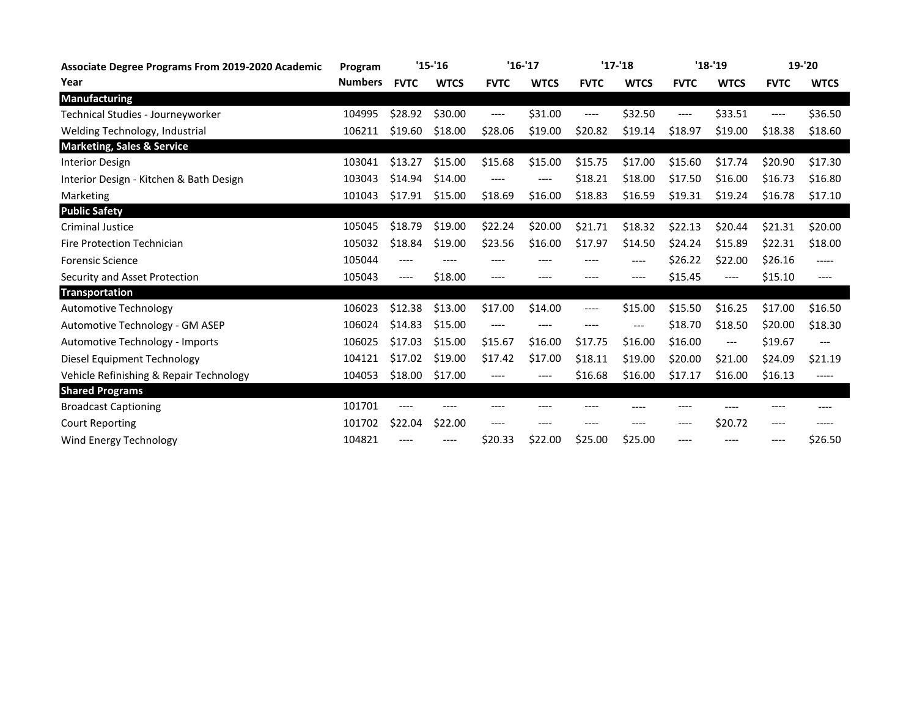| Associate Degree Programs From 2019-2020 Academic Year | Program Numbers | '15-'16 | | '16-'17 | | '17-'18 | | '18-'19 | | 19-'20 | |
|---|---|---|---|---|---|---|---|---|---|---|---|
| | | FVTC | WTCS | FVTC | WTCS | FVTC | WTCS | FVTC | WTCS | FVTC | WTCS |
| **Manufacturing** | | | | | | | | | | | |
| Technical Studies - Journeyworker | 104995 | $28.92 | $30.00 | ---- | $31.00 | ---- | $32.50 | ---- | $33.51 | ---- | $36.50 |
| Welding Technology, Industrial | 106211 | $19.60 | $18.00 | $28.06 | $19.00 | $20.82 | $19.14 | $18.97 | $19.00 | $18.38 | $18.60 |
| **Marketing, Sales & Service** | | | | | | | | | | | |
| Interior Design | 103041 | $13.27 | $15.00 | $15.68 | $15.00 | $15.75 | $17.00 | $15.60 | $17.74 | $20.90 | $17.30 |
| Interior Design - Kitchen & Bath Design | 103043 | $14.94 | $14.00 | ---- | ---- | $18.21 | $18.00 | $17.50 | $16.00 | $16.73 | $16.80 |
| Marketing | 101043 | $17.91 | $15.00 | $18.69 | $16.00 | $18.83 | $16.59 | $19.31 | $19.24 | $16.78 | $17.10 |
| **Public Safety** | | | | | | | | | | | |
| Criminal Justice | 105045 | $18.79 | $19.00 | $22.24 | $20.00 | $21.71 | $18.32 | $22.13 | $20.44 | $21.31 | $20.00 |
| Fire Protection Technician | 105032 | $18.84 | $19.00 | $23.56 | $16.00 | $17.97 | $14.50 | $24.24 | $15.89 | $22.31 | $18.00 |
| Forensic Science | 105044 | ---- | ---- | ---- | ---- | ---- | ---- | $26.22 | $22.00 | $26.16 | ----- |
| Security and Asset Protection | 105043 | ---- | $18.00 | ---- | ---- | ---- | ---- | $15.45 | ---- | $15.10 | ---- |
| **Transportation** | | | | | | | | | | | |
| Automotive Technology | 106023 | $12.38 | $13.00 | $17.00 | $14.00 | ---- | $15.00 | $15.50 | $16.25 | $17.00 | $16.50 |
| Automotive Technology - GM ASEP | 106024 | $14.83 | $15.00 | ---- | ---- | ---- | --- | $18.70 | $18.50 | $20.00 | $18.30 |
| Automotive Technology - Imports | 106025 | $17.03 | $15.00 | $15.67 | $16.00 | $17.75 | $16.00 | $16.00 | --- | $19.67 | --- |
| Diesel Equipment Technology | 104121 | $17.02 | $19.00 | $17.42 | $17.00 | $18.11 | $19.00 | $20.00 | $21.00 | $24.09 | $21.19 |
| Vehicle Refinishing & Repair Technology | 104053 | $18.00 | $17.00 | ---- | ---- | $16.68 | $16.00 | $17.17 | $16.00 | $16.13 | ----- |
| **Shared Programs** | | | | | | | | | | | |
| Broadcast Captioning | 101701 | ---- | ---- | ---- | ---- | ---- | ---- | ---- | ---- | ---- | ---- |
| Court Reporting | 101702 | $22.04 | $22.00 | ---- | ---- | ---- | ---- | ---- | $20.72 | ---- | ----- |
| Wind Energy Technology | 104821 | ---- | ---- | $20.33 | $22.00 | $25.00 | $25.00 | ---- | ---- | ---- | $26.50 |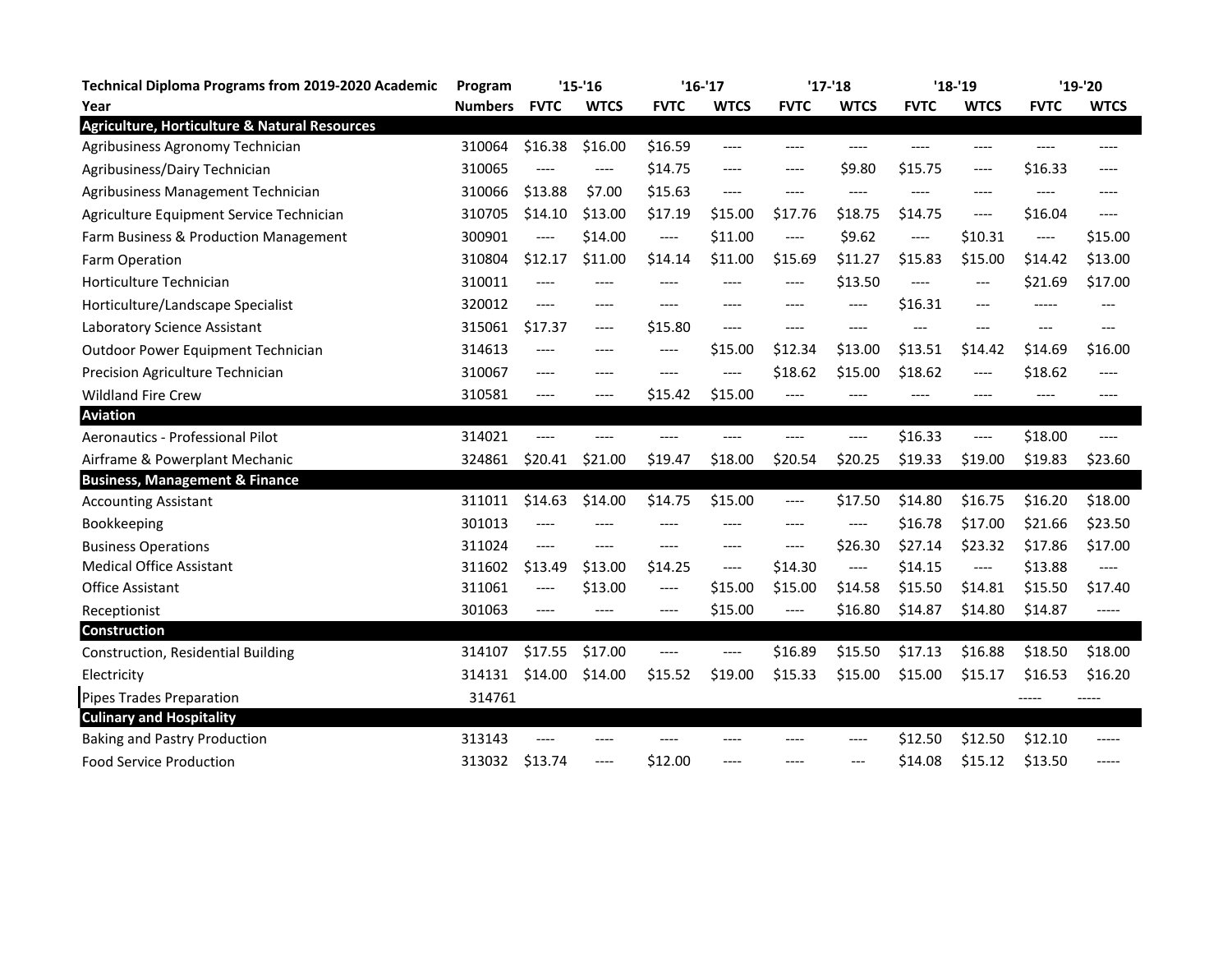| Technical Diploma Programs from 2019-2020 Academic Year | Program Numbers | '15-'16 | | '16-'17 | | '17-'18 | | '18-'19 | | '19-'20 | |
|---|---|---|---|---|---|---|---|---|---|---|---|
| | | FVTC | WTCS | FVTC | WTCS | FVTC | WTCS | FVTC | WTCS | FVTC | WTCS |
| **Agriculture, Horticulture & Natural Resources** | | | | | | | | | | | |
| Agribusiness Agronomy Technician | 310064 | $16.38 | $16.00 | $16.59 | ---- | ---- | ---- | ---- | ---- | ---- | ---- |
| Agribusiness/Dairy Technician | 310065 | ---- | ---- | $14.75 | ---- | ---- | $9.80 | $15.75 | ---- | $16.33 | ---- |
| Agribusiness Management Technician | 310066 | $13.88 | $7.00 | $15.63 | ---- | ---- | ---- | ---- | ---- | ---- | ---- |
| Agriculture Equipment Service Technician | 310705 | $14.10 | $13.00 | $17.19 | $15.00 | $17.76 | $18.75 | $14.75 | ---- | $16.04 | ---- |
| Farm Business & Production Management | 300901 | ---- | $14.00 | ---- | $11.00 | ---- | $9.62 | ---- | $10.31 | ---- | $15.00 |
| Farm Operation | 310804 | $12.17 | $11.00 | $14.14 | $11.00 | $15.69 | $11.27 | $15.83 | $15.00 | $14.42 | $13.00 |
| Horticulture Technician | 310011 | ---- | ---- | ---- | ---- | ---- | $13.50 | ---- | --- | $21.69 | $17.00 |
| Horticulture/Landscape Specialist | 320012 | ---- | ---- | ---- | ---- | ---- | ---- | $16.31 | --- | ----- | --- |
| Laboratory Science Assistant | 315061 | $17.37 | ---- | $15.80 | ---- | ---- | ---- | --- | --- | --- | --- |
| Outdoor Power Equipment Technician | 314613 | ---- | ---- | ---- | $15.00 | $12.34 | $13.00 | $13.51 | $14.42 | $14.69 | $16.00 |
| Precision Agriculture Technician | 310067 | ---- | ---- | ---- | ---- | $18.62 | $15.00 | $18.62 | ---- | $18.62 | ---- |
| Wildland Fire Crew | 310581 | ---- | ---- | $15.42 | $15.00 | ---- | ---- | ---- | ---- | ---- | ---- |
| **Aviation** | | | | | | | | | | | |
| Aeronautics - Professional Pilot | 314021 | ---- | ---- | ---- | ---- | ---- | ---- | $16.33 | ---- | $18.00 | ---- |
| Airframe & Powerplant Mechanic | 324861 | $20.41 | $21.00 | $19.47 | $18.00 | $20.54 | $20.25 | $19.33 | $19.00 | $19.83 | $23.60 |
| **Business, Management & Finance** | | | | | | | | | | | |
| Accounting Assistant | 311011 | $14.63 | $14.00 | $14.75 | $15.00 | ---- | $17.50 | $14.80 | $16.75 | $16.20 | $18.00 |
| Bookkeeping | 301013 | ---- | ---- | ---- | ---- | ---- | ---- | $16.78 | $17.00 | $21.66 | $23.50 |
| Business Operations | 311024 | ---- | ---- | ---- | ---- | ---- | $26.30 | $27.14 | $23.32 | $17.86 | $17.00 |
| Medical Office Assistant | 311602 | $13.49 | $13.00 | $14.25 | ---- | $14.30 | ---- | $14.15 | ---- | $13.88 | ---- |
| Office Assistant | 311061 | ---- | $13.00 | ---- | $15.00 | $15.00 | $14.58 | $15.50 | $14.81 | $15.50 | $17.40 |
| Receptionist | 301063 | ---- | ---- | ---- | $15.00 | ---- | $16.80 | $14.87 | $14.80 | $14.87 | ----- |
| **Construction** | | | | | | | | | | | |
| Construction, Residential Building | 314107 | $17.55 | $17.00 | ---- | ---- | $16.89 | $15.50 | $17.13 | $16.88 | $18.50 | $18.00 |
| Electricity | 314131 | $14.00 | $14.00 | $15.52 | $19.00 | $15.33 | $15.00 | $15.00 | $15.17 | $16.53 | $16.20 |
| Pipes Trades Preparation | 314761 | | | | | | | | | ----- | ----- |
| **Culinary and Hospitality** | | | | | | | | | | | |
| Baking and Pastry Production | 313143 | ---- | ---- | ---- | ---- | ---- | ---- | $12.50 | $12.50 | $12.10 | ----- |
| Food Service Production | 313032 | $13.74 | ---- | $12.00 | ---- | ---- | --- | $14.08 | $15.12 | $13.50 | ----- |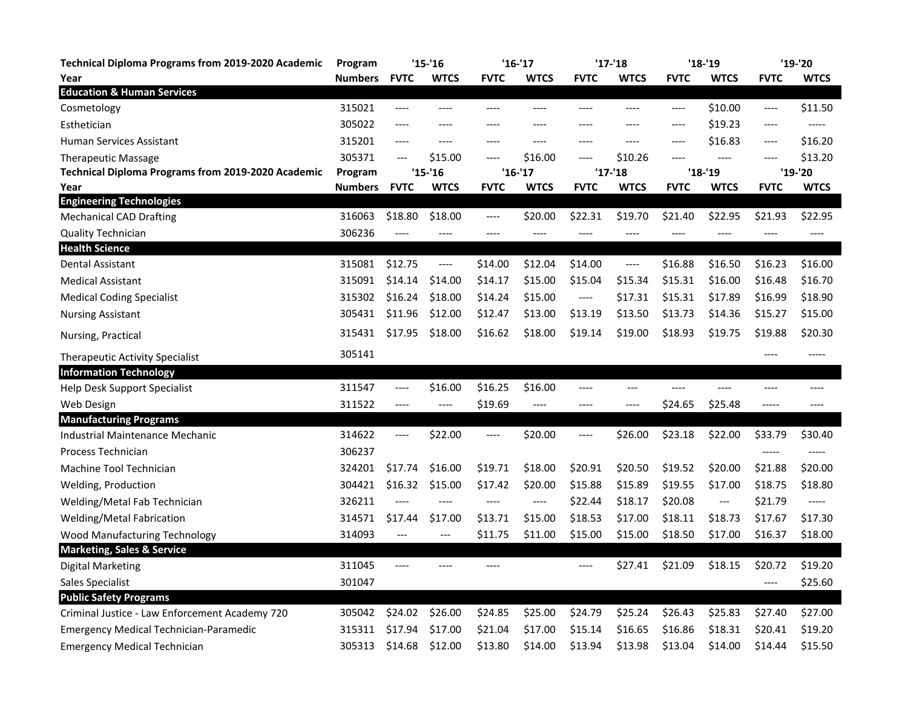| Technical Diploma Programs from 2019-2020 Academic Year | Program Numbers | '15-'16 | | '16-'17 | | '17-'18 | | '18-'19 | | '19-'20 | |
|---|---|---|---|---|---|---|---|---|---|---|---|
| | | FVTC | WTCS | FVTC | WTCS | FVTC | WTCS | FVTC | WTCS | FVTC | WTCS |
| **Education & Human Services** | | | | | | | | | | | |
| Cosmetology | 315021 | ---- | ---- | ---- | ---- | ---- | ---- | ---- | $10.00 | ---- | $11.50 |
| Esthetician | 305022 | ---- | ---- | ---- | ---- | ---- | ---- | ---- | $19.23 | ---- | ----- |
| Human Services Assistant | 315201 | ---- | ---- | ---- | ---- | ---- | ---- | ---- | $16.83 | ---- | $16.20 |
| Therapeutic Massage | 305371 | --- | $15.00 | ---- | $16.00 | ---- | $10.26 | ---- | ---- | ---- | $13.20 |
| **Engineering Technologies** | | | | | | | | | | | |
| Mechanical CAD Drafting | 316063 | $18.80 | $18.00 | ---- | $20.00 | $22.31 | $19.70 | $21.40 | $22.95 | $21.93 | $22.95 |
| Quality Technician | 306236 | ---- | ---- | ---- | ---- | ---- | ---- | ---- | ---- | ---- | ---- |
| **Health Science** | | | | | | | | | | | |
| Dental Assistant | 315081 | $12.75 | ---- | $14.00 | $12.04 | $14.00 | ---- | $16.88 | $16.50 | $16.23 | $16.00 |
| Medical Assistant | 315091 | $14.14 | $14.00 | $14.17 | $15.00 | $15.04 | $15.34 | $15.31 | $16.00 | $16.48 | $16.70 |
| Medical Coding Specialist | 315302 | $16.24 | $18.00 | $14.24 | $15.00 | ---- | $17.31 | $15.31 | $17.89 | $16.99 | $18.90 |
| Nursing Assistant | 305431 | $11.96 | $12.00 | $12.47 | $13.00 | $13.19 | $13.50 | $13.73 | $14.36 | $15.27 | $15.00 |
| Nursing, Practical | 315431 | $17.95 | $18.00 | $16.62 | $18.00 | $19.14 | $19.00 | $18.93 | $19.75 | $19.88 | $20.30 |
| Therapeutic Activity Specialist | 305141 | | | | | | | | | ---- | ----- |
| **Information Technology** | | | | | | | | | | | |
| Help Desk Support Specialist | 311547 | ---- | $16.00 | $16.25 | $16.00 | ---- | --- | ---- | ---- | ---- | ---- |
| Web Design | 311522 | ---- | ---- | $19.69 | ---- | ---- | ---- | $24.65 | $25.48 | ----- | ---- |
| **Manufacturing Programs** | | | | | | | | | | | |
| Industrial Maintenance Mechanic | 314622 | ---- | $22.00 | ---- | $20.00 | ---- | $26.00 | $23.18 | $22.00 | $33.79 | $30.40 |
| Process Technician | 306237 | | | | | | | | | ----- | ----- |
| Machine Tool Technician | 324201 | $17.74 | $16.00 | $19.71 | $18.00 | $20.91 | $20.50 | $19.52 | $20.00 | $21.88 | $20.00 |
| Welding, Production | 304421 | $16.32 | $15.00 | $17.42 | $20.00 | $15.88 | $15.89 | $19.55 | $17.00 | $18.75 | $18.80 |
| Welding/Metal Fab Technician | 326211 | ---- | ---- | ---- | ---- | $22.44 | $18.17 | $20.08 | --- | $21.79 | ----- |
| Welding/Metal Fabrication | 314571 | $17.44 | $17.00 | $13.71 | $15.00 | $18.53 | $17.00 | $18.11 | $18.73 | $17.67 | $17.30 |
| Wood Manufacturing Technology | 314093 | --- | --- | $11.75 | $11.00 | $15.00 | $15.00 | $18.50 | $17.00 | $16.37 | $18.00 |
| **Marketing, Sales & Service** | | | | | | | | | | | |
| Digital Marketing | 311045 | ---- | ---- | ---- | | ---- | $27.41 | $21.09 | $18.15 | $20.72 | $19.20 |
| Sales Specialist | 301047 | | | | | | | | | ---- | $25.60 |
| **Public Safety Programs** | | | | | | | | | | | |
| Criminal Justice - Law Enforcement Academy 720 | 305042 | $24.02 | $26.00 | $24.85 | $25.00 | $24.79 | $25.24 | $26.43 | $25.83 | $27.40 | $27.00 |
| Emergency Medical Technician-Paramedic | 315311 | $17.94 | $17.00 | $21.04 | $17.00 | $15.14 | $16.65 | $16.86 | $18.31 | $20.41 | $19.20 |
| Emergency Medical Technician | 305313 | $14.68 | $12.00 | $13.80 | $14.00 | $13.94 | $13.98 | $13.04 | $14.00 | $14.44 | $15.50 |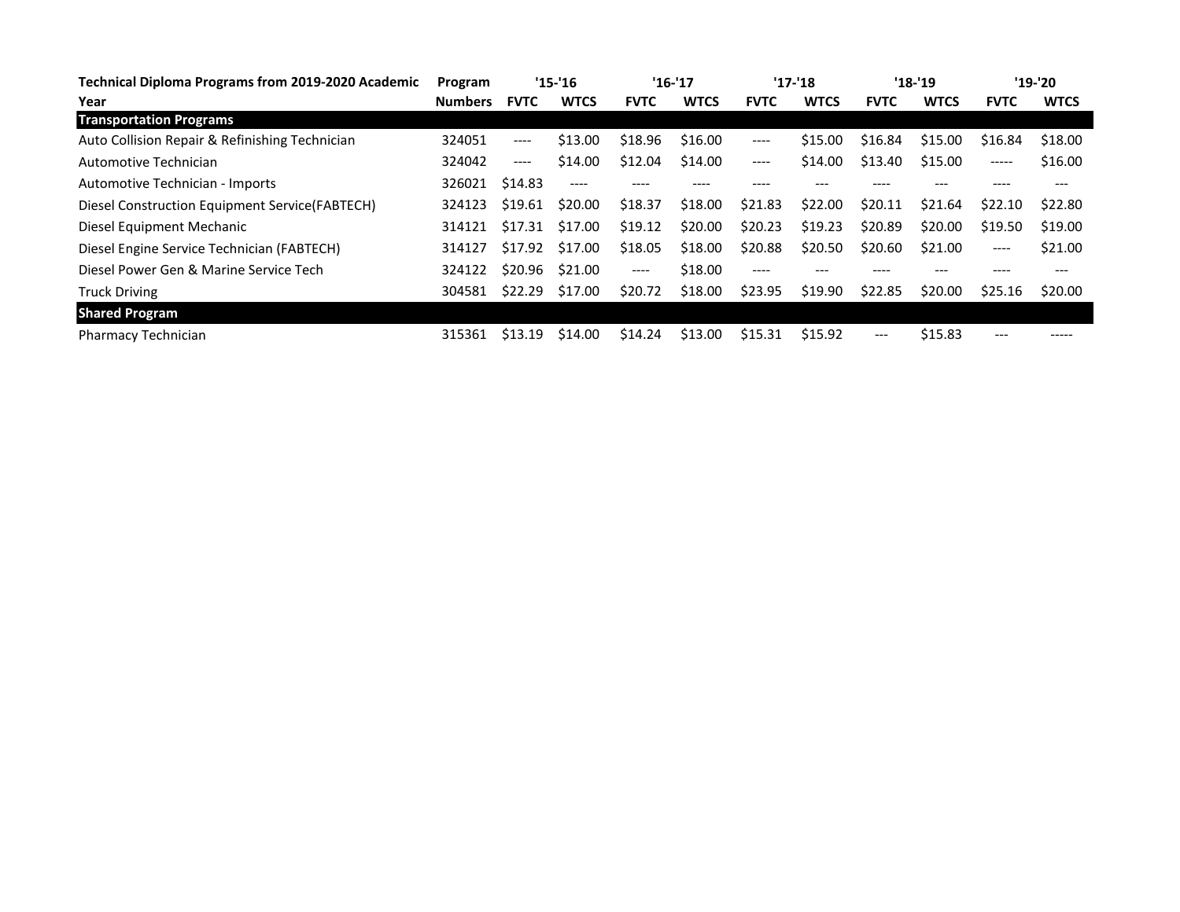| Technical Diploma Programs from 2019-2020 Academic Year | Program Numbers | '15-'16 | | '16-'17 | | '17-'18 | | '18-'19 | | '19-'20 | |
|---|---|---|---|---|---|---|---|---|---|---|---|
| | | FVTC | WTCS | FVTC | WTCS | FVTC | WTCS | FVTC | WTCS | FVTC | WTCS |
| **Transportation Programs** | | | | | | | | | | | |
| Auto Collision Repair & Refinishing Technician | 324051 | ---- | $13.00 | $18.96 | $16.00 | ---- | $15.00 | $16.84 | $15.00 | $16.84 | $18.00 |
| Automotive Technician | 324042 | ---- | $14.00 | $12.04 | $14.00 | ---- | $14.00 | $13.40 | $15.00 | ----- | $16.00 |
| Automotive Technician - Imports | 326021 | $14.83 | ---- | ---- | ---- | ---- | --- | ---- | --- | ---- | --- |
| Diesel Construction Equipment Service(FABTECH) | 324123 | $19.61 | $20.00 | $18.37 | $18.00 | $21.83 | $22.00 | $20.11 | $21.64 | $22.10 | $22.80 |
| Diesel Equipment Mechanic | 314121 | $17.31 | $17.00 | $19.12 | $20.00 | $20.23 | $19.23 | $20.89 | $20.00 | $19.50 | $19.00 |
| Diesel Engine Service Technician (FABTECH) | 314127 | $17.92 | $17.00 | $18.05 | $18.00 | $20.88 | $20.50 | $20.60 | $21.00 | ---- | $21.00 |
| Diesel Power Gen & Marine Service Tech | 324122 | $20.96 | $21.00 | ---- | $18.00 | ---- | --- | ---- | --- | ---- | --- |
| Truck Driving | 304581 | $22.29 | $17.00 | $20.72 | $18.00 | $23.95 | $19.90 | $22.85 | $20.00 | $25.16 | $20.00 |
| **Shared Program** | | | | | | | | | | | |
| Pharmacy Technician | 315361 | $13.19 | $14.00 | $14.24 | $13.00 | $15.31 | $15.92 | --- | $15.83 | --- | ----- |